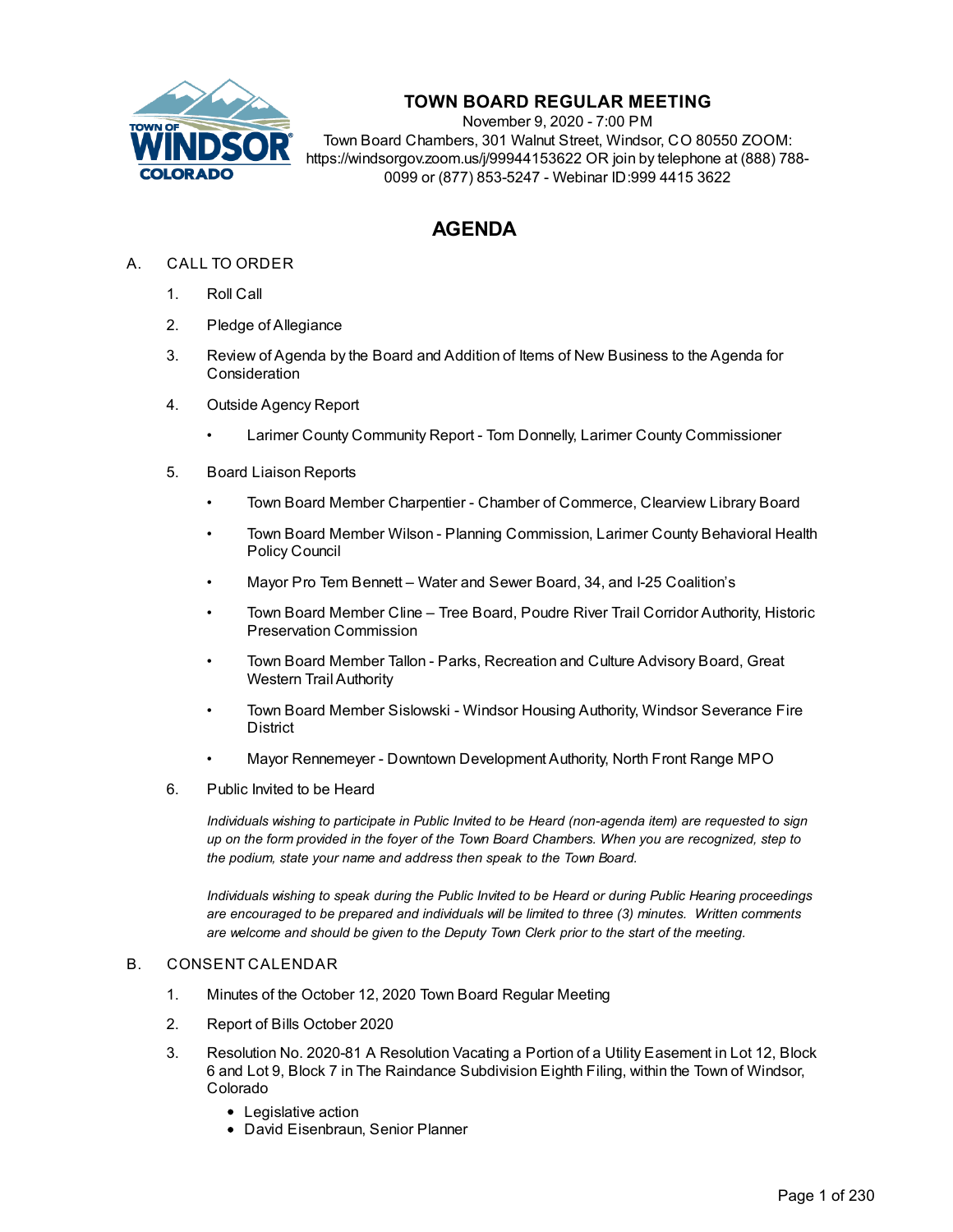# TOWN BOARD REGULAR MEETING

November 9, 2020 - 7:00 PM
Town Board Chambers, 301 Walnut Street, Windsor, CO 80550 ZOOM: https://windsorgov.zoom.us/j/99944153622 OR join by telephone at (888) 788-0099 or (877) 853-5247 - Webinar ID:999 4415 3622

## AGENDA

A. CALL TO ORDER

1. Roll Call
2. Pledge of Allegiance
3. Review of Agenda by the Board and Addition of Items of New Business to the Agenda for Consideration
4. Outside Agency Report
   - Larimer County Community Report - Tom Donnelly, Larimer County Commissioner
5. Board Liaison Reports
   - Town Board Member Charpentier - Chamber of Commerce, Clearview Library Board
   - Town Board Member Wilson - Planning Commission, Larimer County Behavioral Health Policy Council
   - Mayor Pro Tem Bennett – Water and Sewer Board, 34, and I-25 Coalition's
   - Town Board Member Cline – Tree Board, Poudre River Trail Corridor Authority, Historic Preservation Commission
   - Town Board Member Tallon - Parks, Recreation and Culture Advisory Board, Great Western Trail Authority
   - Town Board Member Sislowski - Windsor Housing Authority, Windsor Severance Fire District
   - Mayor Rennemeyer - Downtown Development Authority, North Front Range MPO
6. Public Invited to be Heard

   *Individuals wishing to participate in Public Invited to be Heard (non-agenda item) are requested to sign up on the form provided in the foyer of the Town Board Chambers. When you are recognized, step to the podium, state your name and address then speak to the Town Board.*

   *Individuals wishing to speak during the Public Invited to be Heard or during Public Hearing proceedings are encouraged to be prepared and individuals will be limited to three (3) minutes. Written comments are welcome and should be given to the Deputy Town Clerk prior to the start of the meeting.*

B. CONSENT CALENDAR

1. Minutes of the October 12, 2020 Town Board Regular Meeting
2. Report of Bills October 2020
3. Resolution No. 2020-81 A Resolution Vacating a Portion of a Utility Easement in Lot 12, Block 6 and Lot 9, Block 7 in The Raindance Subdivision Eighth Filing, within the Town of Windsor, Colorado
   - Legislative action
   - David Eisenbraun, Senior Planner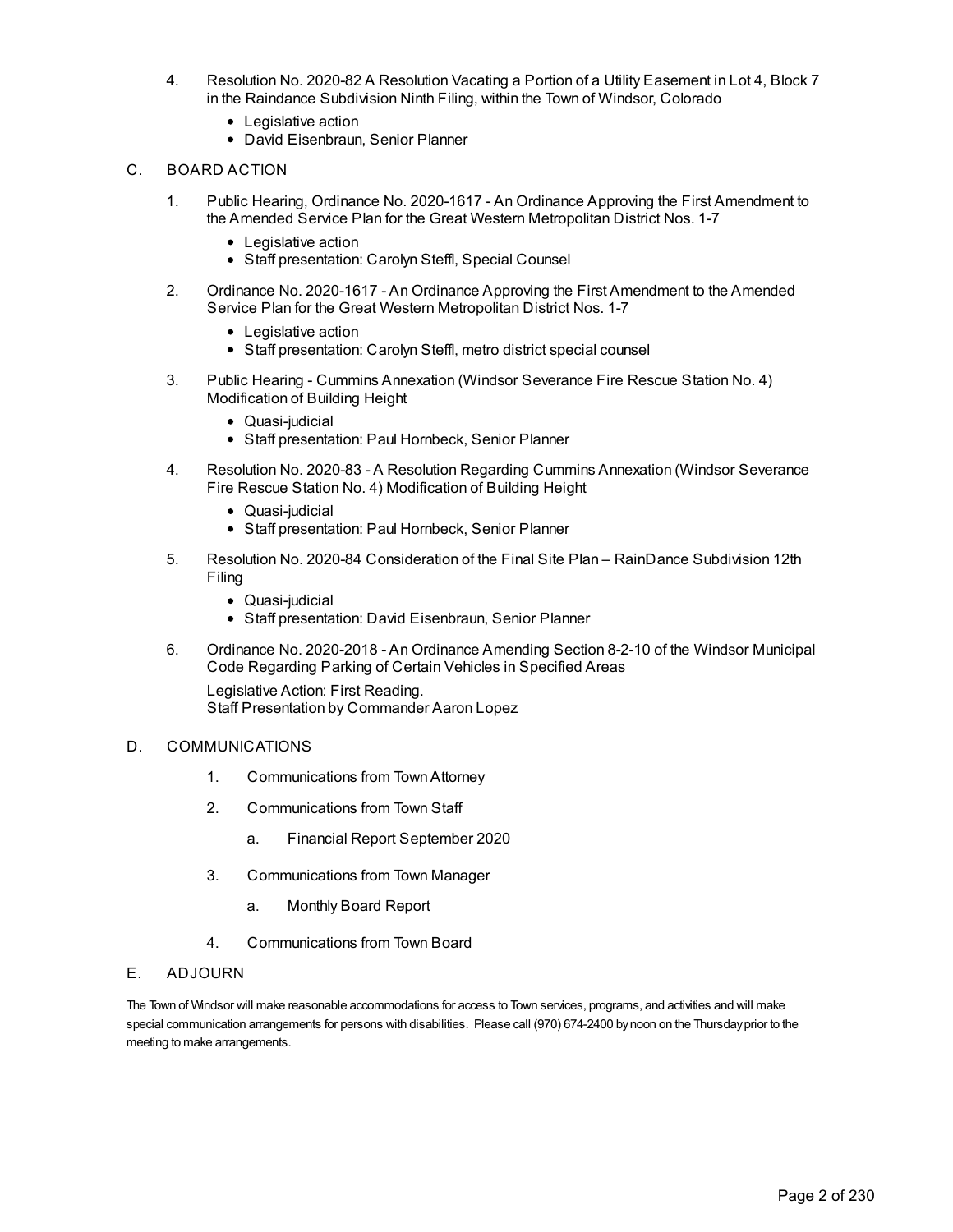4. Resolution No. 2020-82 A Resolution Vacating a Portion of a Utility Easement in Lot 4, Block 7 in the Raindance Subdivision Ninth Filing, within the Town of Windsor, Colorado
    - Legislative action
    - David Eisenbraun, Senior Planner

C. BOARD ACTION

1. Public Hearing, Ordinance No. 2020-1617 - An Ordinance Approving the First Amendment to the Amended Service Plan for the Great Western Metropolitan District Nos. 1-7
    - Legislative action
    - Staff presentation: Carolyn Steffl, Special Counsel

2. Ordinance No. 2020-1617 - An Ordinance Approving the First Amendment to the Amended Service Plan for the Great Western Metropolitan District Nos. 1-7
    - Legislative action
    - Staff presentation: Carolyn Steffl, metro district special counsel

3. Public Hearing - Cummins Annexation (Windsor Severance Fire Rescue Station No. 4) Modification of Building Height
    - Quasi-judicial
    - Staff presentation: Paul Hornbeck, Senior Planner

4. Resolution No. 2020-83 - A Resolution Regarding Cummins Annexation (Windsor Severance Fire Rescue Station No. 4) Modification of Building Height
    - Quasi-judicial
    - Staff presentation: Paul Hornbeck, Senior Planner

5. Resolution No. 2020-84 Consideration of the Final Site Plan – RainDance Subdivision 12th Filing
    - Quasi-judicial
    - Staff presentation: David Eisenbraun, Senior Planner

6. Ordinance No. 2020-2018 - An Ordinance Amending Section 8-2-10 of the Windsor Municipal Code Regarding Parking of Certain Vehicles in Specified Areas

    Legislative Action: First Reading.
    Staff Presentation by Commander Aaron Lopez

D. COMMUNICATIONS

1. Communications from Town Attorney
2. Communications from Town Staff
    a. Financial Report September 2020
3. Communications from Town Manager
    a. Monthly Board Report
4. Communications from Town Board

E. ADJOURN

The Town of Windsor will make reasonable accommodations for access to Town services, programs, and activities and will make special communication arrangements for persons with disabilities. Please call (970) 674-2400 by noon on the Thursday prior to the meeting to make arrangements.